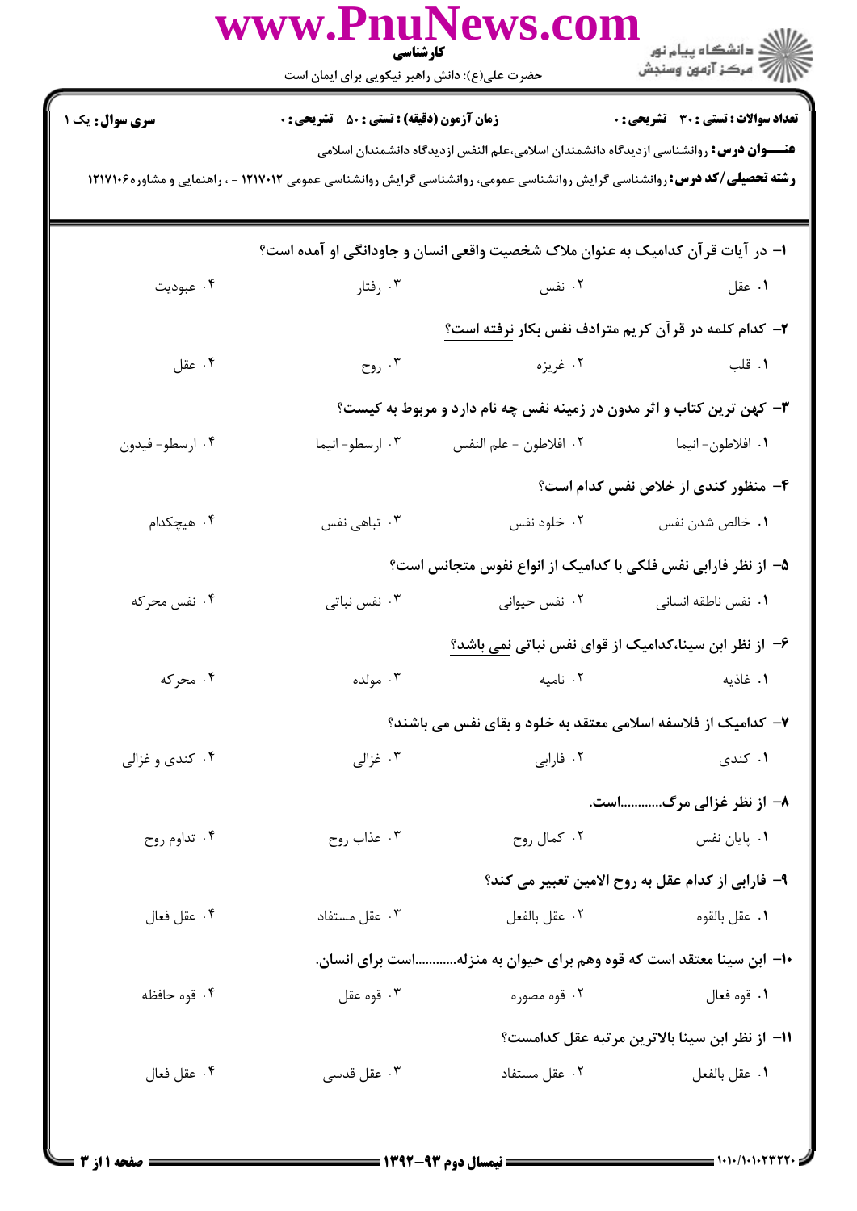**سری سوال:** یک ۱ | **زمان آزمون (دقیقه) : تستی : ۵۰ تشریحی : ۰** | **تعداد سوالات : تستی : ۳۰ تشریحی : ۰**

**عنـــوان درس:** روانشناسی ازدیدگاه دانشمندان اسلامی،علم النفس ازدیدگاه دانشمندان اسلامی

**رشته تحصیلی/کد درس:** روانشناسی گرایش روانشناسی عمومی، روانشناسی گرایش روانشناسی عمومی ۱۲۱۷۰۱۲ - ، راهنمایی و مشاوره۱۲۱۷۱۰۶

۱- در آیات قرآن کدامیک به عنوان ملاک شخصیت واقعی انسان و جاودانگی او آمده است؟

۱. عقل　　۲. نفس　　۳. رفتار　　۴. عبودیت

۲- کدام کلمه در قرآن کریم مترادف نفس بکار <u>نرفته</u> است؟

۱. قلب　　۲. غریزه　　۳. روح　　۴. عقل

۳- کهن ترین کتاب و اثر مدون در زمینه نفس چه نام دارد و مربوط به کیست؟

۱. افلاطون- انیما　　۲. افلاطون - علم النفس　　۳. ارسطو- انیما　　۴. ارسطو- فیدون

۴- منظور کندی از خلاص نفس کدام است؟

۱. خالص شدن نفس　　۲. خلود نفس　　۳. تباهی نفس　　۴. هیچکدام

۵- از نظر فارابی نفس فلکی با کدامیک از انواع نفوس متجانس است؟

۱. نفس ناطقه انسانی　　۲. نفس حیوانی　　۳. نفس نباتی　　۴. نفس محرکه

۶- از نظر ابن سینا،کدامیک از قوای نفس نباتی <u>نمی باشد</u>؟

۱. غاذیه　　۲. نامیه　　۳. مولده　　۴. محرکه

۷- کدامیک از فلاسفه اسلامی معتقد به خلود و بقای نفس می باشند؟

۱. کندی　　۲. فارابی　　۳. غزالی　　۴. کندی و غزالی

۸- از نظر غزالی مرگ...........است.

۱. پایان نفس　　۲. کمال روح　　۳. عذاب روح　　۴. تداوم روح

۹- فارابی از کدام عقل به روح الامین تعبیر می کند؟

۱. عقل بالقوه　　۲. عقل بالفعل　　۳. عقل مستفاد　　۴. عقل فعال

۱۰- ابن سینا معتقد است که قوه وهم برای حیوان به منزله...........است برای انسان.

۱. قوه فعال　　۲. قوه مصوره　　۳. قوه عقل　　۴. قوه حافظه

۱۱- از نظر ابن سینا بالاترین مرتبه عقل کدامست؟

۱. عقل بالفعل　　۲. عقل مستفاد　　۳. عقل قدسی　　۴. عقل فعال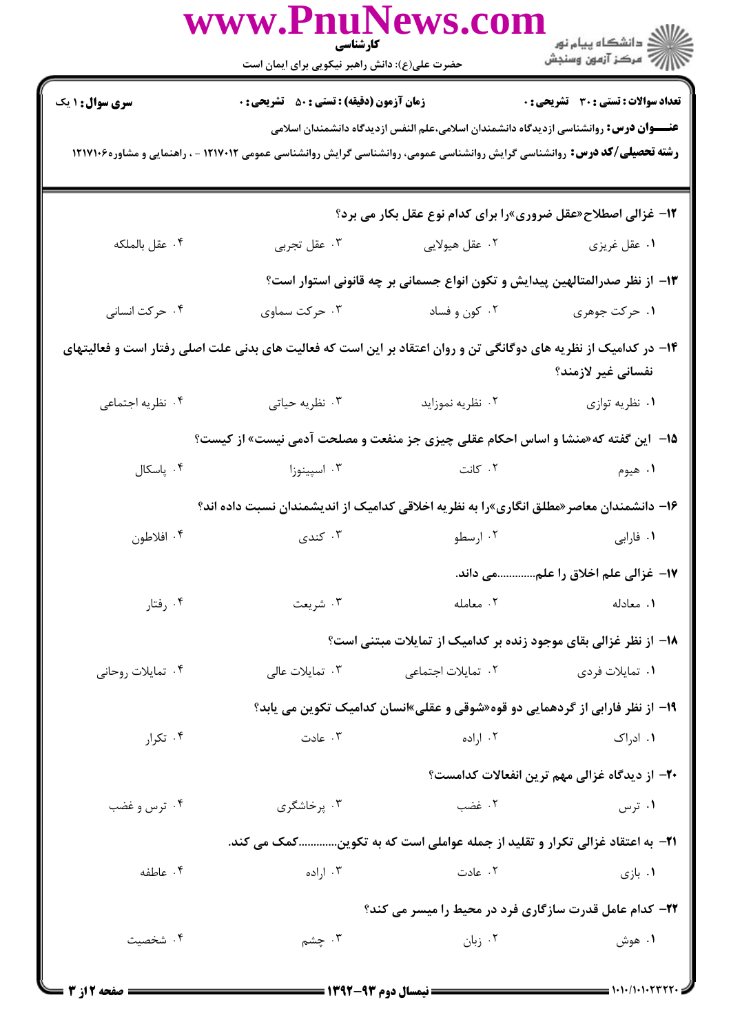**سری سوال:** ۱ یک | **زمان آزمون (دقیقه) : تستی :** ۵۰ **تشریحی :** ۰ | **تعداد سوالات : تستی :** ۳۰ **تشریحی :** ۰

**عنـــوان درس:** روانشناسی ازدیدگاه دانشمندان اسلامی،علم النفس ازدیدگاه دانشمندان اسلامی

**رشته تحصیلی/کد درس:** روانشناسی گرایش روانشناسی عمومی، روانشناسی گرایش روانشناسی عمومی ۱۲۱۷۰۱۲ - ، راهنمایی و مشاوره۱۲۱۷۱۰۶

۱۲- غزالی اصطلاح«عقل ضروری»را برای کدام نوع عقل بکار می برد؟

۱. عقل غریزی
۲. عقل هیولایی
۳. عقل تجربی
۴. عقل بالملکه

۱۳- از نظر صدرالمتالهین پیدایش و تکون انواع جسمانی بر چه قانونی استوار است؟

۱. حرکت جوهری
۲. کون و فساد
۳. حرکت سماوی
۴. حرکت انسانی

۱۴- در کدامیک از نظریه های دوگانگی تن و روان اعتقاد بر این است که فعالیت های بدنی علت اصلی رفتار است و فعالیتهای نفسانی غیر لازمند؟

۱. نظریه توازی
۲. نظریه نموزاید
۳. نظریه حیاتی
۴. نظریه اجتماعی

۱۵- این گفته که«منشا و اساس احکام عقلی چیزی جز منفعت و مصلحت آدمی نیست» از کیست؟

۱. هیوم
۲. کانت
۳. اسپینوزا
۴. پاسکال

۱۶- دانشمندان معاصر«مطلق انگاری»را به نظریه اخلاقی کدامیک از اندیشمندان نسبت داده اند؟

۱. فارابی
۲. ارسطو
۳. کندی
۴. افلاطون

۱۷- غزالی علم اخلاق را علم............می داند.

۱. معادله
۲. معامله
۳. شریعت
۴. رفتار

۱۸- از نظر غزالی بقای موجود زنده بر کدامیک از تمایلات مبتنی است؟

۱. تمایلات فردی
۲. تمایلات اجتماعی
۳. تمایلات عالی
۴. تمایلات روحانی

۱۹- از نظر فارابی از گردهمایی دو قوه«شوقی و عقلی»انسان کدامیک تکوین می یابد؟

۱. ادراک
۲. اراده
۳. عادت
۴. تکرار

۲۰- از دیدگاه غزالی مهم ترین انفعالات کدامست؟

۱. ترس
۲. غضب
۳. پرخاشگری
۴. ترس و غضب

۲۱- به اعتقاد غزالی تکرار و تقلید از جمله عواملی است که به تکوین............کمک می کند.

۱. بازی
۲. عادت
۳. اراده
۴. عاطفه

۲۲- کدام عامل قدرت سازگاری فرد در محیط را میسر می کند؟

۱. هوش
۲. زبان
۳. چشم
۴. شخصیت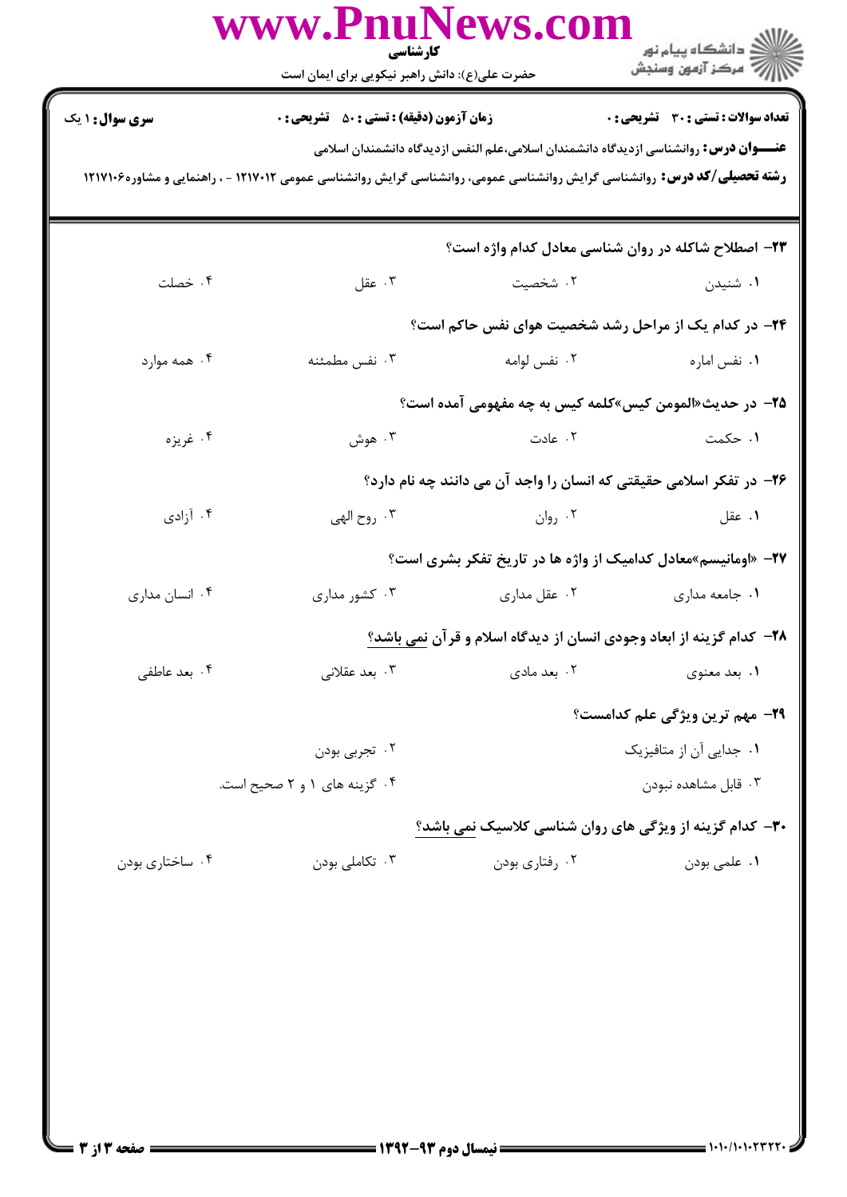**عنـــوان درس:** روانشناسی ازدیدگاه دانشمندان اسلامی،علم النفس ازدیدگاه دانشمندان اسلامی

**رشته تحصیلی/کد درس:** روانشناسی گرایش روانشناسی عمومی، روانشناسی گرایش روانشناسی عمومی ۱۲۱۷۰۱۲ - ، راهنمایی و مشاوره۱۲۱۷۱۰۶

**سری سوال:** ۱ یک | **زمان آزمون (دقیقه) : تستی :** ۵۰ **تشریحی :** ۰ | **تعداد سوالات : تستی :** ۳۰ **تشریحی :** ۰

**۲۳- اصطلاح شاکله در روان شناسی معادل کدام واژه است؟**

۱. شنیدن
۲. شخصیت
۳. عقل
۴. خصلت

**۲۴- در کدام یک از مراحل رشد شخصیت هوای نفس حاکم است؟**

۱. نفس اماره
۲. نفس لوامه
۳. نفس مطمئنه
۴. همه موارد

**۲۵- در حدیث«المومن کیس»کلمه کیس به چه مفهومی آمده است؟**

۱. حکمت
۲. عادت
۳. هوش
۴. غریزه

**۲۶- در تفکر اسلامی حقیقتی که انسان را واجد آن می دانند چه نام دارد؟**

۱. عقل
۲. روان
۳. روح الهی
۴. آزادی

**۲۷- «اومانیسم»معادل کدامیک از واژه ها در تاریخ تفکر بشری است؟**

۱. جامعه مداری
۲. عقل مداری
۳. کشور مداری
۴. انسان مداری

**۲۸- کدام گزینه از ابعاد وجودی انسان از دیدگاه اسلام و قرآن نمی باشد؟**

۱. بعد معنوی
۲. بعد مادی
۳. بعد عقلانی
۴. بعد عاطفی

**۲۹- مهم ترین ویژگی علم کدامست؟**

۱. جدایی آن از متافیزیک
۲. تجربی بودن
۳. قابل مشاهده نبودن
۴. گزینه های ۱ و ۲ صحیح است.

**۳۰- کدام گزینه از ویژگی های روان شناسی کلاسیک نمی باشد؟**

۱. علمی بودن
۲. رفتاری بودن
۳. تکاملی بودن
۴. ساختاری بودن